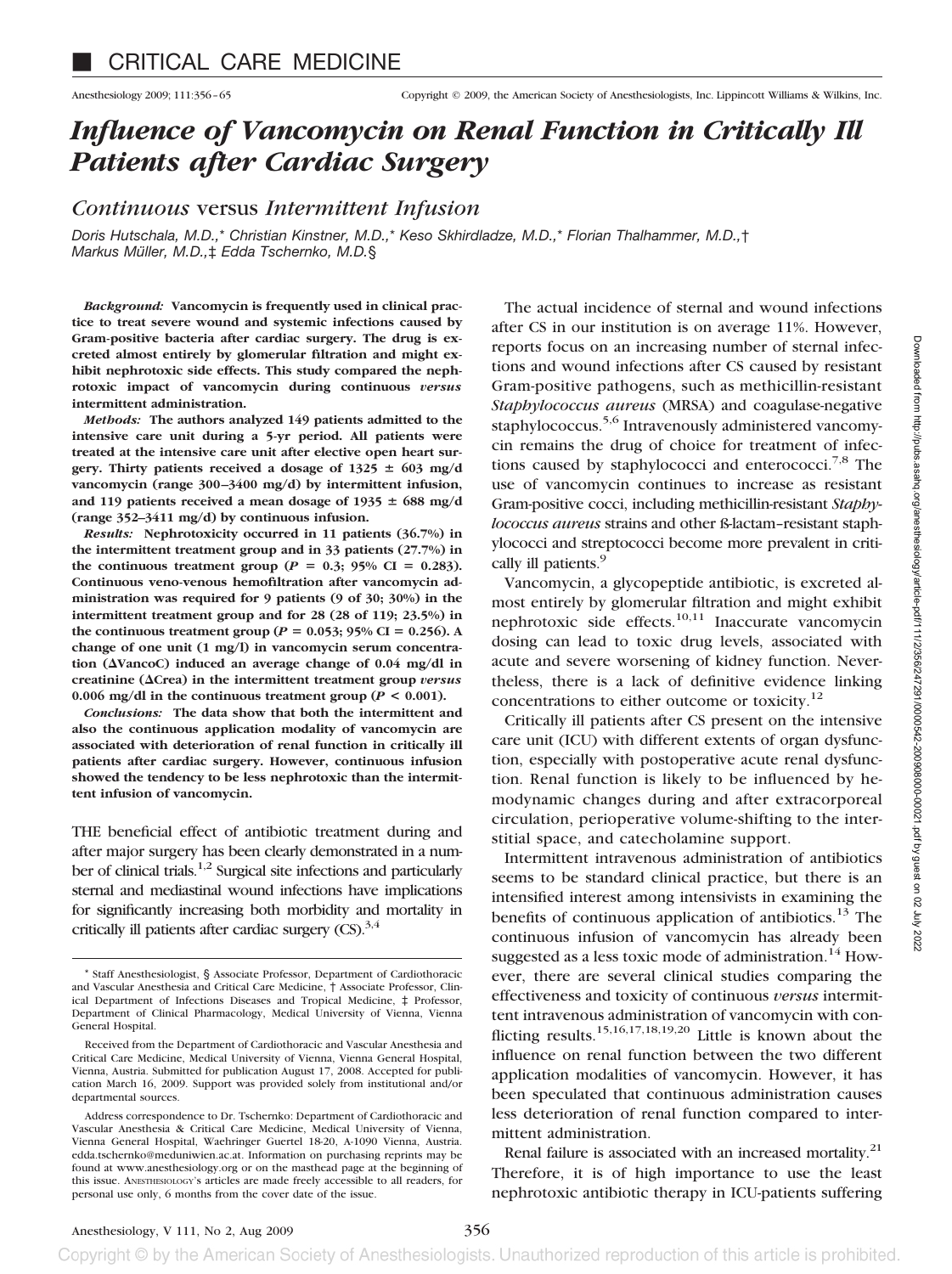# Influence of Vancomycin on Renal Function in Critically Ill Patients after Cardiac Surgery

## *Continuous* versus *Intermittent Infusion*

*Doris Hutschala, M.D.,\* Christian Kinstner, M.D.,\* Keso Skhirdladze, M.D.,\* Florian Thalhammer, M.D.,† Markus Müller, M.D.,‡ Edda Tschernko, M.D.§*

***Background:*** **Vancomycin is frequently used in clinical practice to treat severe wound and systemic infections caused by Gram-positive bacteria after cardiac surgery. The drug is excreted almost entirely by glomerular filtration and might exhibit nephrotoxic side effects. This study compared the nephrotoxic impact of vancomycin during continuous *versus* intermittent administration.**

***Methods:*** **The authors analyzed 149 patients admitted to the intensive care unit during a 5-yr period. All patients were treated at the intensive care unit after elective open heart surgery. Thirty patients received a dosage of 1325 ± 603 mg/d vancomycin (range 300–3400 mg/d) by intermittent infusion, and 119 patients received a mean dosage of 1935 ± 688 mg/d (range 352–3411 mg/d) by continuous infusion.**

***Results:*** **Nephrotoxicity occurred in 11 patients (36.7%) in the intermittent treatment group and in 33 patients (27.7%) in the continuous treatment group ($P$ = 0.3; 95% CI = 0.283). Continuous veno-venous hemofiltration after vancomycin administration was required for 9 patients (9 of 30; 30%) in the intermittent treatment group and for 28 (28 of 119; 23.5%) in the continuous treatment group ($P$ = 0.053; 95% CI = 0.256). A change of one unit (1 mg/l) in vancomycin serum concentration (ΔVancoC) induced an average change of 0.04 mg/dl in creatinine (ΔCrea) in the intermittent treatment group *versus* 0.006 mg/dl in the continuous treatment group ($P$ < 0.001).**

***Conclusions:*** **The data show that both the intermittent and also the continuous application modality of vancomycin are associated with deterioration of renal function in critically ill patients after cardiac surgery. However, continuous infusion showed the tendency to be less nephrotoxic than the intermittent infusion of vancomycin.**

THE beneficial effect of antibiotic treatment during and after major surgery has been clearly demonstrated in a number of clinical trials.[1,2] Surgical site infections and particularly sternal and mediastinal wound infections have implications for significantly increasing both morbidity and mortality in critically ill patients after cardiac surgery (CS).[3,4]

The actual incidence of sternal and wound infections after CS in our institution is on average 11%. However, reports focus on an increasing number of sternal infections and wound infections after CS caused by resistant Gram-positive pathogens, such as methicillin-resistant *Staphylococcus aureus* (MRSA) and coagulase-negative staphylococcus.[5,6] Intravenously administered vancomycin remains the drug of choice for treatment of infections caused by staphylococci and enterococci.[7,8] The use of vancomycin continues to increase as resistant Gram-positive cocci, including methicillin-resistant *Staphylococcus aureus* strains and other ß-lactam–resistant staphylococci and streptococci become more prevalent in critically ill patients.[9]

Vancomycin, a glycopeptide antibiotic, is excreted almost entirely by glomerular filtration and might exhibit nephrotoxic side effects.[10,11] Inaccurate vancomycin dosing can lead to toxic drug levels, associated with acute and severe worsening of kidney function. Nevertheless, there is a lack of definitive evidence linking concentrations to either outcome or toxicity.[12]

Critically ill patients after CS present on the intensive care unit (ICU) with different extents of organ dysfunction, especially with postoperative acute renal dysfunction. Renal function is likely to be influenced by hemodynamic changes during and after extracorporeal circulation, perioperative volume-shifting to the interstitial space, and catecholamine support.

Intermittent intravenous administration of antibiotics seems to be standard clinical practice, but there is an intensified interest among intensivists in examining the benefits of continuous application of antibiotics.[13] The continuous infusion of vancomycin has already been suggested as a less toxic mode of administration.[14] However, there are several clinical studies comparing the effectiveness and toxicity of continuous *versus* intermittent intravenous administration of vancomycin with conflicting results.[15,16,17,18,19,20] Little is known about the influence on renal function between the two different application modalities of vancomycin. However, it has been speculated that continuous administration causes less deterioration of renal function compared to intermittent administration.

Renal failure is associated with an increased mortality.[21] Therefore, it is of high importance to use the least nephrotoxic antibiotic therapy in ICU-patients suffering

---

\* Staff Anesthesiologist, § Associate Professor, Department of Cardiothoracic and Vascular Anesthesia and Critical Care Medicine, † Associate Professor, Clinical Department of Infections Diseases and Tropical Medicine, ‡ Professor, Department of Clinical Pharmacology, Medical University of Vienna, Vienna General Hospital.

Received from the Department of Cardiothoracic and Vascular Anesthesia and Critical Care Medicine, Medical University of Vienna, Vienna General Hospital, Vienna, Austria. Submitted for publication August 17, 2008. Accepted for publication March 16, 2009. Support was provided solely from institutional and/or departmental sources.

Address correspondence to Dr. Tschernko: Department of Cardiothoracic and Vascular Anesthesia & Critical Care Medicine, Medical University of Vienna, Vienna General Hospital, Waehringer Guertel 18-20, A-1090 Vienna, Austria. edda.tschernko@meduniwien.ac.at. Information on purchasing reprints may be found at www.anesthesiology.org or on the masthead page at the beginning of this issue. ANESTHESIOLOGY's articles are made freely accessible to all readers, for personal use only, 6 months from the cover date of the issue.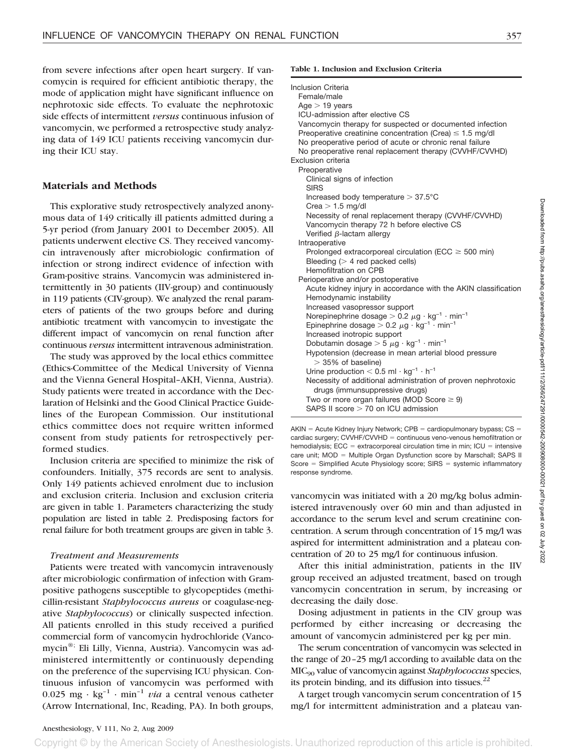from severe infections after open heart surgery. If vancomycin is required for efficient antibiotic therapy, the mode of application might have significant influence on nephrotoxic side effects. To evaluate the nephrotoxic side effects of intermittent *versus* continuous infusion of vancomycin, we performed a retrospective study analyzing data of 149 ICU patients receiving vancomycin during their ICU stay.

## Materials and Methods

This explorative study retrospectively analyzed anonymous data of 149 critically ill patients admitted during a 5-yr period (from January 2001 to December 2005). All patients underwent elective CS. They received vancomycin intravenously after microbiologic confirmation of infection or strong indirect evidence of infection with Gram-positive strains. Vancomycin was administered intermittently in 30 patients (IIV-group) and continuously in 119 patients (CIV-group). We analyzed the renal parameters of patients of the two groups before and during antibiotic treatment with vancomycin to investigate the different impact of vancomycin on renal function after continuous *versus* intermittent intravenous administration.

The study was approved by the local ethics committee (Ethics-Committee of the Medical University of Vienna and the Vienna General Hospital–AKH, Vienna, Austria). Study patients were treated in accordance with the Declaration of Helsinki and the Good Clinical Practice Guidelines of the European Commission. Our institutional ethics committee does not require written informed consent from study patients for retrospectively performed studies.

Inclusion criteria are specified to minimize the risk of confounders. Initially, 375 records are sent to analysis. Only 149 patients achieved enrolment due to inclusion and exclusion criteria. Inclusion and exclusion criteria are given in table 1. Parameters characterizing the study population are listed in table 2. Predisposing factors for renal failure for both treatment groups are given in table 3.

**Table 1. Inclusion and Exclusion Criteria**

| |
|---|
| Inclusion Criteria |
| Female/male |
| Age > 19 years |
| ICU-admission after elective CS |
| Vancomycin therapy for suspected or documented infection |
| Preoperative creatinine concentration (Crea) ≤ 1.5 mg/dl |
| No preoperative period of acute or chronic renal failure |
| No preoperative renal replacement therapy (CVVHF/CVVHD) |
| Exclusion criteria |
| Preoperative |
| Clinical signs of infection |
| SIRS |
| Increased body temperature > 37.5°C |
| Crea > 1.5 mg/dl |
| Necessity of renal replacement therapy (CVVHF/CVVHD) |
| Vancomycin therapy 72 h before elective CS |
| Verified β-lactam allergy |
| Intraoperative |
| Prolonged extracorporeal circulation (ECC ≥ 500 min) |
| Bleeding (> 4 red packed cells) |
| Hemofiltration on CPB |
| Perioperative and/or postoperative |
| Acute kidney injury in accordance with the AKIN classification |
| Hemodynamic instability |
| Increased vasopressor support |
| Norepinephrine dosage > 0.2 $\mu g \cdot kg^{-1} \cdot min^{-1}$ |
| Epinephrine dosage > 0.2 $\mu g \cdot kg^{-1} \cdot min^{-1}$ |
| Increased inotropic support |
| Dobutamin dosage > 5 $\mu g \cdot kg^{-1} \cdot min^{-1}$ |
| Hypotension (decrease in mean arterial blood pressure > 35% of baseline) |
| Urine production < 0.5 $ml \cdot kg^{-1} \cdot h^{-1}$ |
| Necessity of additional administration of proven nephrotoxic drugs (immunsuppressive drugs) |
| Two or more organ failures (MOD Score ≥ 9) |
| SAPS II score > 70 on ICU admission |

AKIN = Acute Kidney Injury Network; CPB = cardiopulmonary bypass; CS = cardiac surgery; CVVHF/CVVHD = continuous veno-venous hemofiltration or hemodialysis; ECC = extracorporeal circulation time in min; ICU = intensive care unit; MOD = Multiple Organ Dysfunction score by Marschall; SAPS II Score = Simplified Acute Physiology score; SIRS = systemic inflammatory response syndrome.

### *Treatment and Measurements*

Patients were treated with vancomycin intravenously after microbiologic confirmation of infection with Gram-positive pathogens susceptible to glycopeptides (methicillin-resistant *Staphylococcus aureus* or coagulase-negative *Staphylococcus*) or clinically suspected infection. All patients enrolled in this study received a purified commercial form of vancomycin hydrochloride (Vancomycin®; Eli Lilly, Vienna, Austria). Vancomycin was administered intermittently or continuously depending on the preference of the supervising ICU physican. Continuous infusion of vancomycin was performed with 0.025 $mg \cdot kg^{-1} \cdot min^{-1}$ *via* a central venous catheter (Arrow International, Inc, Reading, PA). In both groups, vancomycin was initiated with a 20 mg/kg bolus administered intravenously over 60 min and than adjusted in accordance to the serum level and serum creatinine concentration. A serum through concentration of 15 mg/l was aspired for intermittent administration and a plateau concentration of 20 to 25 mg/l for continuous infusion.

After this initial administration, patients in the IIV group received an adjusted treatment, based on trough vancomycin concentration in serum, by increasing or decreasing the daily dose.

Dosing adjustment in patients in the CIV group was performed by either increasing or decreasing the amount of vancomycin administered per kg per min.

The serum concentration of vancomycin was selected in the range of 20–25 mg/l according to available data on the $MIC_{90}$ value of vancomycin against *Staphylococcus* species, its protein binding, and its diffusion into tissues.[22]

A target trough vancomycin serum concentration of 15 mg/l for intermittent administration and a plateau van-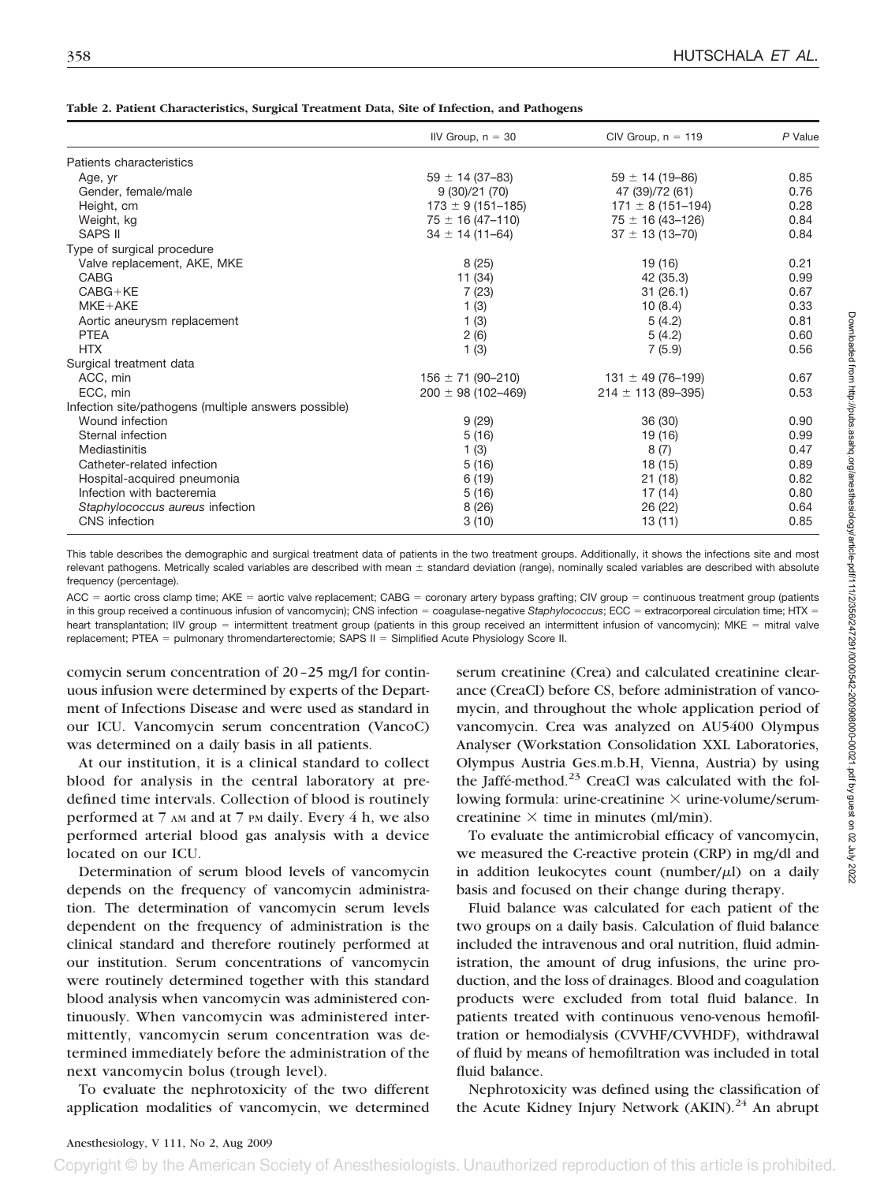**Table 2. Patient Characteristics, Surgical Treatment Data, Site of Infection, and Pathogens**

| | IIV Group, n = 30 | CIV Group, n = 119 | *P* Value |
|---|---|---|---|
| Patients characteristics | | | |
| Age, yr | 59 ± 14 (37–83) | 59 ± 14 (19–86) | 0.85 |
| Gender, female/male | 9 (30)/21 (70) | 47 (39)/72 (61) | 0.76 |
| Height, cm | 173 ± 9 (151–185) | 171 ± 8 (151–194) | 0.28 |
| Weight, kg | 75 ± 16 (47–110) | 75 ± 16 (43–126) | 0.84 |
| SAPS II | 34 ± 14 (11–64) | 37 ± 13 (13–70) | 0.84 |
| Type of surgical procedure | | | |
| Valve replacement, AKE, MKE | 8 (25) | 19 (16) | 0.21 |
| CABG | 11 (34) | 42 (35.3) | 0.99 |
| CABG+KE | 7 (23) | 31 (26.1) | 0.67 |
| MKE+AKE | 1 (3) | 10 (8.4) | 0.33 |
| Aortic aneurysm replacement | 1 (3) | 5 (4.2) | 0.81 |
| PTEA | 2 (6) | 5 (4.2) | 0.60 |
| HTX | 1 (3) | 7 (5.9) | 0.56 |
| Surgical treatment data | | | |
| ACC, min | 156 ± 71 (90–210) | 131 ± 49 (76–199) | 0.67 |
| ECC, min | 200 ± 98 (102–469) | 214 ± 113 (89–395) | 0.53 |
| Infection site/pathogens (multiple answers possible) | | | |
| Wound infection | 9 (29) | 36 (30) | 0.90 |
| Sternal infection | 5 (16) | 19 (16) | 0.99 |
| Mediastinitis | 1 (3) | 8 (7) | 0.47 |
| Catheter-related infection | 5 (16) | 18 (15) | 0.89 |
| Hospital-acquired pneumonia | 6 (19) | 21 (18) | 0.82 |
| Infection with bacteremia | 5 (16) | 17 (14) | 0.80 |
| *Staphylococcus aureus* infection | 8 (26) | 26 (22) | 0.64 |
| CNS infection | 3 (10) | 13 (11) | 0.85 |

This table describes the demographic and surgical treatment data of patients in the two treatment groups. Additionally, it shows the infections site and most relevant pathogens. Metrically scaled variables are described with mean ± standard deviation (range), nominally scaled variables are described with absolute frequency (percentage).

ACC = aortic cross clamp time; AKE = aortic valve replacement; CABG = coronary artery bypass grafting; CIV group = continuous treatment group (patients in this group received a continuous infusion of vancomycin); CNS infection = coagulase-negative *Staphylococcus*; ECC = extracorporeal circulation time; HTX = heart transplantation; IIV group = intermittent treatment group (patients in this group received an intermittent infusion of vancomycin); MKE = mitral valve replacement; PTEA = pulmonary thromendarterectomie; SAPS II = Simplified Acute Physiology Score II.

comycin serum concentration of 20–25 mg/l for continuous infusion were determined by experts of the Department of Infections Disease and were used as standard in our ICU. Vancomycin serum concentration (VancoC) was determined on a daily basis in all patients.

At our institution, it is a clinical standard to collect blood for analysis in the central laboratory at predefined time intervals. Collection of blood is routinely performed at 7 AM and at 7 PM daily. Every 4 h, we also performed arterial blood gas analysis with a device located on our ICU.

Determination of serum blood levels of vancomycin depends on the frequency of vancomycin administration. The determination of vancomycin serum levels dependent on the frequency of administration is the clinical standard and therefore routinely performed at our institution. Serum concentrations of vancomycin were routinely determined together with this standard blood analysis when vancomycin was administered continuously. When vancomycin was administered intermittently, vancomycin serum concentration was determined immediately before the administration of the next vancomycin bolus (trough level).

To evaluate the nephrotoxicity of the two different application modalities of vancomycin, we determined serum creatinine (Crea) and calculated creatinine clearance (CreaCl) before CS, before administration of vancomycin, and throughout the whole application period of vancomycin. Crea was analyzed on AU5400 Olympus Analyser (Workstation Consolidation XXL Laboratories, Olympus Austria Ges.m.b.H, Vienna, Austria) by using the Jaffé-method.[23] CreaCl was calculated with the following formula: urine-creatinine × urine-volume/serum-creatinine × time in minutes (ml/min).

To evaluate the antimicrobial efficacy of vancomycin, we measured the C-reactive protein (CRP) in mg/dl and in addition leukocytes count (number/$\mu$l) on a daily basis and focused on their change during therapy.

Fluid balance was calculated for each patient of the two groups on a daily basis. Calculation of fluid balance included the intravenous and oral nutrition, fluid administration, the amount of drug infusions, the urine production, and the loss of drainages. Blood and coagulation products were excluded from total fluid balance. In patients treated with continuous veno-venous hemofiltration or hemodialysis (CVVHF/CVVHDF), withdrawal of fluid by means of hemofiltration was included in total fluid balance.

Nephrotoxicity was defined using the classification of the Acute Kidney Injury Network (AKIN).[24] An abrupt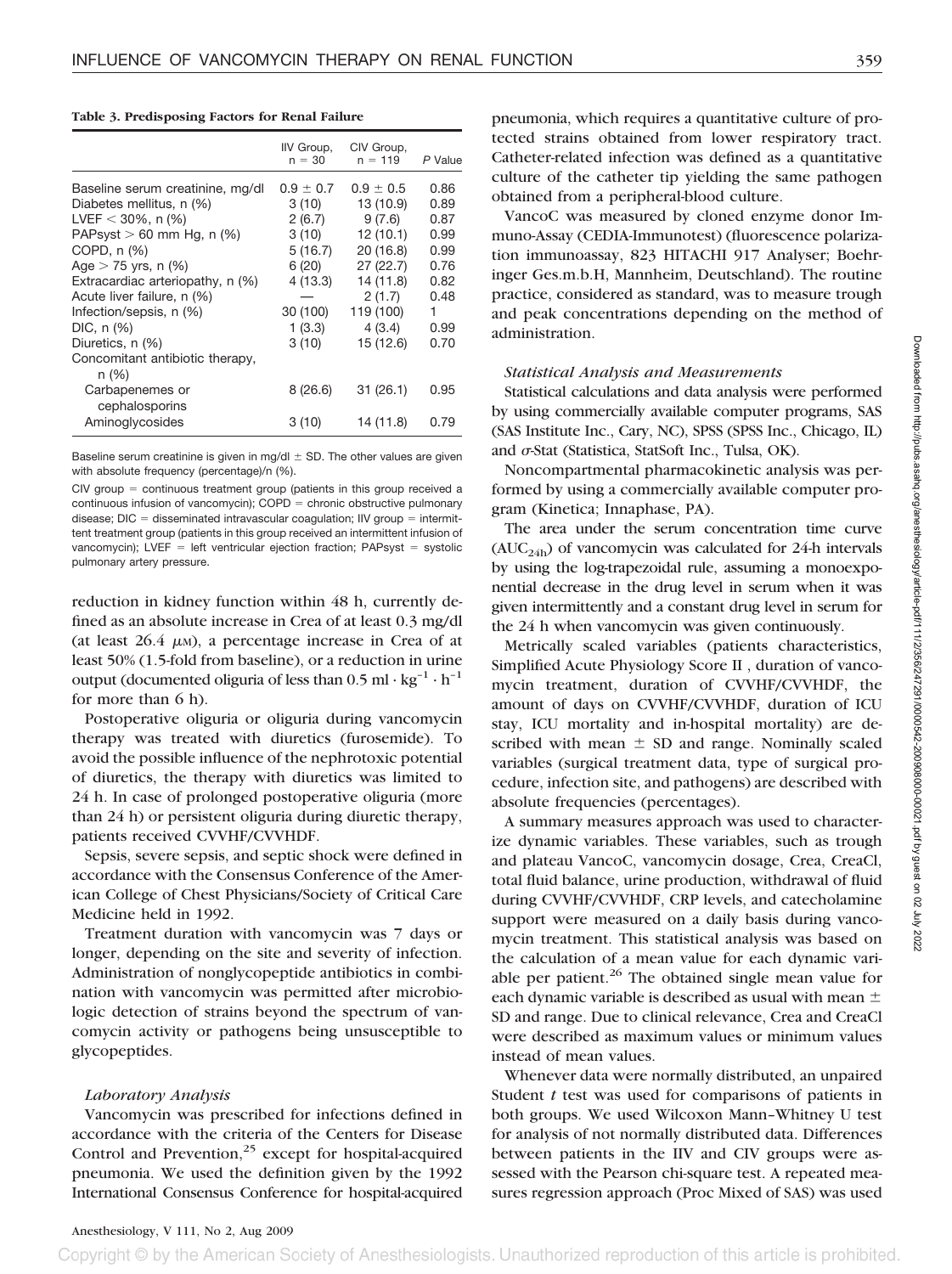**Table 3. Predisposing Factors for Renal Failure**

| | IIV Group, n = 30 | CIV Group, n = 119 | P Value |
|---|---|---|---|
| Baseline serum creatinine, mg/dl | 0.9 ± 0.7 | 0.9 ± 0.5 | 0.86 |
| Diabetes mellitus, n (%) | 3 (10) | 13 (10.9) | 0.89 |
| LVEF < 30%, n (%) | 2 (6.7) | 9 (7.6) | 0.87 |
| PAPsyst > 60 mm Hg, n (%) | 3 (10) | 12 (10.1) | 0.99 |
| COPD, n (%) | 5 (16.7) | 20 (16.8) | 0.99 |
| Age > 75 yrs, n (%) | 6 (20) | 27 (22.7) | 0.76 |
| Extracardiac arteriopathy, n (%) | 4 (13.3) | 14 (11.8) | 0.82 |
| Acute liver failure, n (%) | — | 2 (1.7) | 0.48 |
| Infection/sepsis, n (%) | 30 (100) | 119 (100) | 1 |
| DIC, n (%) | 1 (3.3) | 4 (3.4) | 0.99 |
| Diuretics, n (%) | 3 (10) | 15 (12.6) | 0.70 |
| Concomitant antibiotic therapy, n (%) | | | |
| Carbapenemes or cephalosporins | 8 (26.6) | 31 (26.1) | 0.95 |
| Aminoglycosides | 3 (10) | 14 (11.8) | 0.79 |

Baseline serum creatinine is given in mg/dl ± SD. The other values are given with absolute frequency (percentage)/n (%).

CIV group = continuous treatment group (patients in this group received a continuous infusion of vancomycin); COPD = chronic obstructive pulmonary disease; DIC = disseminated intravascular coagulation; IIV group = intermittent treatment group (patients in this group received an intermittent infusion of vancomycin); LVEF = left ventricular ejection fraction; PAPsyst = systolic pulmonary artery pressure.

reduction in kidney function within 48 h, currently defined as an absolute increase in Crea of at least 0.3 mg/dl (at least 26.4 $\mu$M), a percentage increase in Crea of at least 50% (1.5-fold from baseline), or a reduction in urine output (documented oliguria of less than 0.5 ml $\cdot$ kg$^{-1}$ $\cdot$ h$^{-1}$ for more than 6 h).

Postoperative oliguria or oliguria during vancomycin therapy was treated with diuretics (furosemide). To avoid the possible influence of the nephrotoxic potential of diuretics, the therapy with diuretics was limited to 24 h. In case of prolonged postoperative oliguria (more than 24 h) or persistent oliguria during diuretic therapy, patients received CVVHF/CVVHDF.

Sepsis, severe sepsis, and septic shock were defined in accordance with the Consensus Conference of the American College of Chest Physicians/Society of Critical Care Medicine held in 1992.

Treatment duration with vancomycin was 7 days or longer, depending on the site and severity of infection. Administration of nonglycopeptide antibiotics in combination with vancomycin was permitted after microbiologic detection of strains beyond the spectrum of vancomycin activity or pathogens being unsusceptible to glycopeptides.

### *Laboratory Analysis*

Vancomycin was prescribed for infections defined in accordance with the criteria of the Centers for Disease Control and Prevention,[25] except for hospital-acquired pneumonia. We used the definition given by the 1992 International Consensus Conference for hospital-acquired pneumonia, which requires a quantitative culture of protected strains obtained from lower respiratory tract. Catheter-related infection was defined as a quantitative culture of the catheter tip yielding the same pathogen obtained from a peripheral-blood culture.

VancoC was measured by cloned enzyme donor Immuno-Assay (CEDIA-Immunotest) (fluorescence polarization immunoassay, 823 HITACHI 917 Analyser; Boehringer Ges.m.b.H, Mannheim, Deutschland). The routine practice, considered as standard, was to measure trough and peak concentrations depending on the method of administration.

### *Statistical Analysis and Measurements*

Statistical calculations and data analysis were performed by using commercially available computer programs, SAS (SAS Institute Inc., Cary, NC), SPSS (SPSS Inc., Chicago, IL) and $\sigma$-Stat (Statistica, StatSoft Inc., Tulsa, OK).

Noncompartmental pharmacokinetic analysis was performed by using a commercially available computer program (Kinetica; Innaphase, PA).

The area under the serum concentration time curve ($AUC_{24h}$) of vancomycin was calculated for 24-h intervals by using the log-trapezoidal rule, assuming a monoexponential decrease in the drug level in serum when it was given intermittently and a constant drug level in serum for the 24 h when vancomycin was given continuously.

Metrically scaled variables (patients characteristics, Simplified Acute Physiology Score II , duration of vancomycin treatment, duration of CVVHF/CVVHDF, the amount of days on CVVHF/CVVHDF, duration of ICU stay, ICU mortality and in-hospital mortality) are described with mean ± SD and range. Nominally scaled variables (surgical treatment data, type of surgical procedure, infection site, and pathogens) are described with absolute frequencies (percentages).

A summary measures approach was used to characterize dynamic variables. These variables, such as trough and plateau VancoC, vancomycin dosage, Crea, CreaCl, total fluid balance, urine production, withdrawal of fluid during CVVHF/CVVHDF, CRP levels, and catecholamine support were measured on a daily basis during vancomycin treatment. This statistical analysis was based on the calculation of a mean value for each dynamic variable per patient.[26] The obtained single mean value for each dynamic variable is described as usual with mean ± SD and range. Due to clinical relevance, Crea and CreaCl were described as maximum values or minimum values instead of mean values.

Whenever data were normally distributed, an unpaired Student *t* test was used for comparisons of patients in both groups. We used Wilcoxon Mann–Whitney U test for analysis of not normally distributed data. Differences between patients in the IIV and CIV groups were assessed with the Pearson chi-square test. A repeated measures regression approach (Proc Mixed of SAS) was used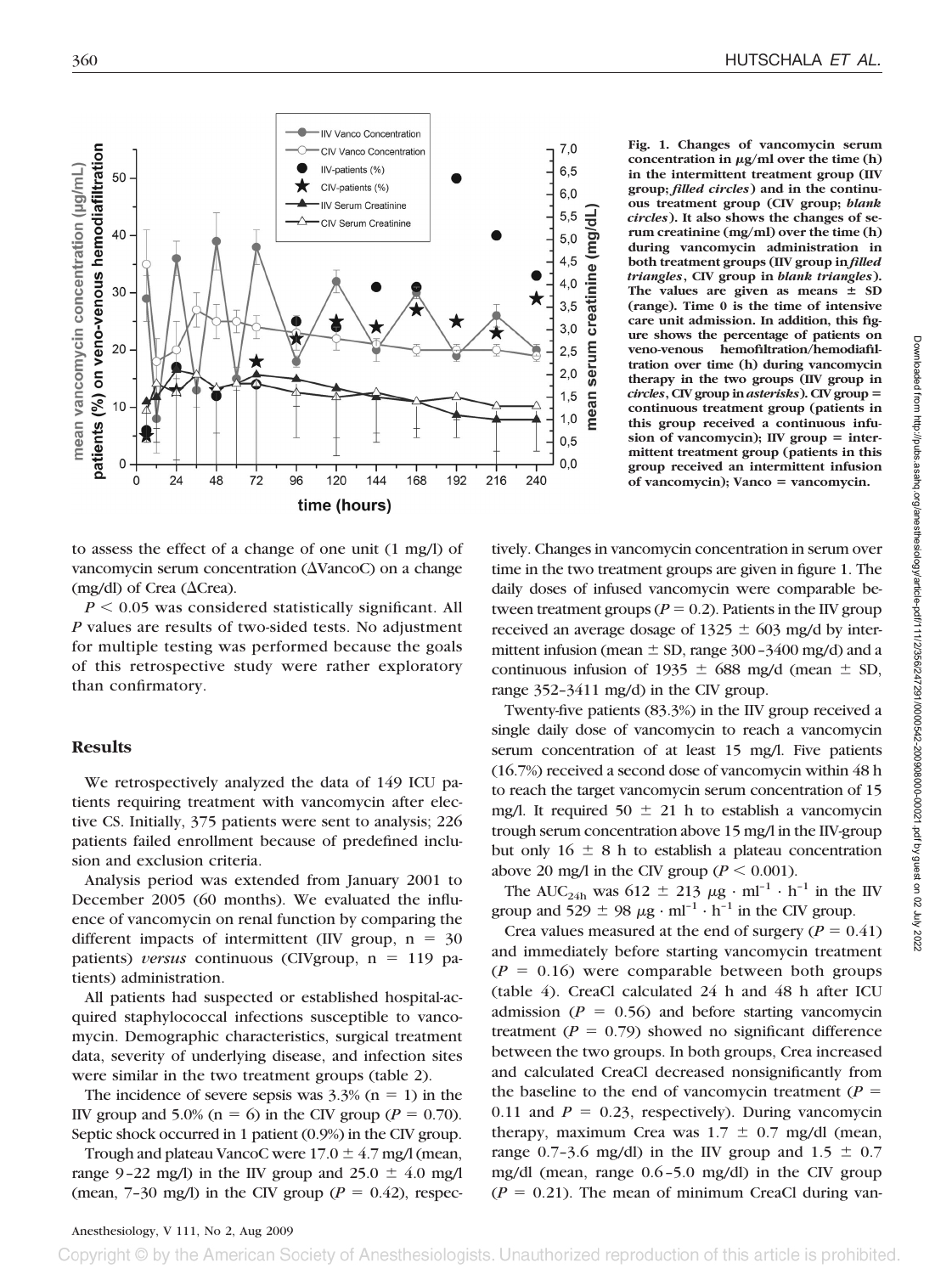Fig. 1. Changes of vancomycin serum concentration in μg/ml over the time (h) in the intermittent treatment group (IIV group; *filled circles*) and in the continuous treatment group (CIV group; *blank circles*). It also shows the changes of serum creatinine (mg/ml) over the time (h) during vancomycin administration in both treatment groups (IIV group in *filled triangles*, CIV group in *blank triangles*). The values are given as means ± SD (range). Time 0 is the time of intensive care unit admission. In addition, this figure shows the percentage of patients on veno-venous hemofiltration/hemodiafiltration over time (h) during vancomycin therapy in the two groups (IIV group in *circles*, CIV group in *asterisks*). CIV group = continuous treatment group (patients in this group received a continuous infusion of vancomycin); IIV group = intermittent treatment group (patients in this group received an intermittent infusion of vancomycin); Vanco = vancomycin.

to assess the effect of a change of one unit (1 mg/l) of vancomycin serum concentration (ΔVancoC) on a change (mg/dl) of Crea (ΔCrea).

$P < 0.05$ was considered statistically significant. All $P$ values are results of two-sided tests. No adjustment for multiple testing was performed because the goals of this retrospective study were rather exploratory than confirmatory.

## Results

We retrospectively analyzed the data of 149 ICU patients requiring treatment with vancomycin after elective CS. Initially, 375 patients were sent to analysis; 226 patients failed enrollment because of predefined inclusion and exclusion criteria.

Analysis period was extended from January 2001 to December 2005 (60 months). We evaluated the influence of vancomycin on renal function by comparing the different impacts of intermittent (IIV group, n = 30 patients) *versus* continuous (CIVgroup, n = 119 patients) administration.

All patients had suspected or established hospital-acquired staphylococcal infections susceptible to vancomycin. Demographic characteristics, surgical treatment data, severity of underlying disease, and infection sites were similar in the two treatment groups (table 2).

The incidence of severe sepsis was 3.3% (n = 1) in the IIV group and 5.0% (n = 6) in the CIV group ($P = 0.70$). Septic shock occurred in 1 patient (0.9%) in the CIV group.

Trough and plateau VancoC were 17.0 ± 4.7 mg/l (mean, range 9–22 mg/l) in the IIV group and 25.0 ± 4.0 mg/l (mean, 7–30 mg/l) in the CIV group ($P = 0.42$), respectively. Changes in vancomycin concentration in serum over time in the two treatment groups are given in figure 1. The daily doses of infused vancomycin were comparable between treatment groups ($P = 0.2$). Patients in the IIV group received an average dosage of 1325 ± 603 mg/d by intermittent infusion (mean ± SD, range 300–3400 mg/d) and a continuous infusion of 1935 ± 688 mg/d (mean ± SD, range 352–3411 mg/d) in the CIV group.

Twenty-five patients (83.3%) in the IIV group received a single daily dose of vancomycin to reach a vancomycin serum concentration of at least 15 mg/l. Five patients (16.7%) received a second dose of vancomycin within 48 h to reach the target vancomycin serum concentration of 15 mg/l. It required 50 ± 21 h to establish a vancomycin trough serum concentration above 15 mg/l in the IIV-group but only 16 ± 8 h to establish a plateau concentration above 20 mg/l in the CIV group ($P < 0.001$).

The $AUC_{24h}$ was 612 ± 213 $\mu g \cdot ml^{-1} \cdot h^{-1}$ in the IIV group and 529 ± 98 $\mu g \cdot ml^{-1} \cdot h^{-1}$ in the CIV group.

Crea values measured at the end of surgery ($P = 0.41$) and immediately before starting vancomycin treatment ($P = 0.16$) were comparable between both groups (table 4). CreaCl calculated 24 h and 48 h after ICU admission ($P = 0.56$) and before starting vancomycin treatment ($P = 0.79$) showed no significant difference between the two groups. In both groups, Crea increased and calculated CreaCl decreased nonsignificantly from the baseline to the end of vancomycin treatment ($P = 0.11$ and $P = 0.23$, respectively). During vancomycin therapy, maximum Crea was 1.7 ± 0.7 mg/dl (mean, range 0.7–3.6 mg/dl) in the IIV group and 1.5 ± 0.7 mg/dl (mean, range 0.6–5.0 mg/dl) in the CIV group ($P = 0.21$). The mean of minimum CreaCl during van-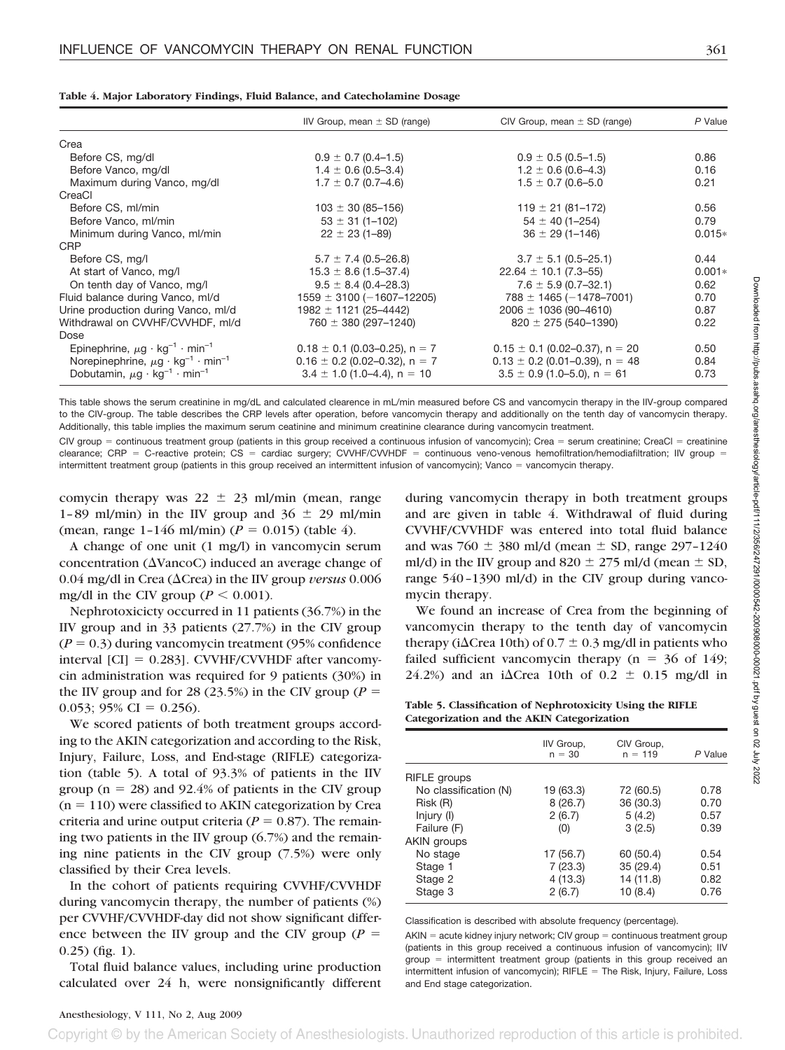**Table 4. Major Laboratory Findings, Fluid Balance, and Catecholamine Dosage**

| | IIV Group, mean ± SD (range) | CIV Group, mean ± SD (range) | *P* Value |
|---|---|---|---|
| Crea | | | |
| Before CS, mg/dl | 0.9 ± 0.7 (0.4–1.5) | 0.9 ± 0.5 (0.5–1.5) | 0.86 |
| Before Vanco, mg/dl | 1.4 ± 0.6 (0.5–3.4) | 1.2 ± 0.6 (0.6–4.3) | 0.16 |
| Maximum during Vanco, mg/dl | 1.7 ± 0.7 (0.7–4.6) | 1.5 ± 0.7 (0.6–5.0 | 0.21 |
| CreaCl | | | |
| Before CS, ml/min | 103 ± 30 (85–156) | 119 ± 21 (81–172) | 0.56 |
| Before Vanco, ml/min | 53 ± 31 (1–102) | 54 ± 40 (1–254) | 0.79 |
| Minimum during Vanco, ml/min | 22 ± 23 (1–89) | 36 ± 29 (1–146) | 0.015* |
| CRP | | | |
| Before CS, mg/l | 5.7 ± 7.4 (0.5–26.8) | 3.7 ± 5.1 (0.5–25.1) | 0.44 |
| At start of Vanco, mg/l | 15.3 ± 8.6 (1.5–37.4) | 22.64 ± 10.1 (7.3–55) | 0.001* |
| On tenth day of Vanco, mg/l | 9.5 ± 8.4 (0.4–28.3) | 7.6 ± 5.9 (0.7–32.1) | 0.62 |
| Fluid balance during Vanco, ml/d | 1559 ± 3100 (−1607–12205) | 788 ± 1465 (−1478–7001) | 0.70 |
| Urine production during Vanco, ml/d | 1982 ± 1121 (25–4442) | 2006 ± 1036 (90–4610) | 0.87 |
| Withdrawal on CVVHF/CVVHDF, ml/d | 760 ± 380 (297–1240) | 820 ± 275 (540–1390) | 0.22 |
| Dose | | | |
| Epinephrine, $\mu g \cdot kg^{-1} \cdot min^{-1}$ | 0.18 ± 0.1 (0.03–0.25), n = 7 | 0.15 ± 0.1 (0.02–0.37), n = 20 | 0.50 |
| Norepinephrine, $\mu g \cdot kg^{-1} \cdot min^{-1}$ | 0.16 ± 0.2 (0.02–0.32), n = 7 | 0.13 ± 0.2 (0.01–0.39), n = 48 | 0.84 |
| Dobutamin, $\mu g \cdot kg^{-1} \cdot min^{-1}$ | 3.4 ± 1.0 (1.0–4.4), n = 10 | 3.5 ± 0.9 (1.0–5.0), n = 61 | 0.73 |

This table shows the serum creatinine in mg/dL and calculated clearence in mL/min measured before CS and vancomycin therapy in the IIV-group compared to the CIV-group. The table describes the CRP levels after operation, before vancomycin therapy and additionally on the tenth day of vancomycin therapy. Additionally, this table implies the maximum serum ceatinine and minimum creatinine clearance during vancomycin treatment.

CIV group = continuous treatment group (patients in this group received a continuous infusion of vancomycin); Crea = serum creatinine; CreaCl = creatinine clearance; CRP = C-reactive protein; CS = cardiac surgery; CVVHF/CVVHDF = continuous veno-venous hemofiltration/hemodiafiltration; IIV group = intermittent treatment group (patients in this group received an intermittent infusion of vancomycin); Vanco = vancomycin therapy.

comycin therapy was 22 ± 23 ml/min (mean, range 1–89 ml/min) in the IIV group and 36 ± 29 ml/min (mean, range 1–146 ml/min) ($P = 0.015$) (table 4).

A change of one unit (1 mg/l) in vancomycin serum concentration (ΔVancoC) induced an average change of 0.04 mg/dl in Crea (ΔCrea) in the IIV group *versus* 0.006 mg/dl in the CIV group ($P < 0.001$).

Nephrotoxicicty occurred in 11 patients (36.7%) in the IIV group and in 33 patients (27.7%) in the CIV group ($P = 0.3$) during vancomycin treatment (95% confidence interval [CI] = 0.283]. CVVHF/CVVHDF after vancomycin administration was required for 9 patients (30%) in the IIV group and for 28 (23.5%) in the CIV group ($P = 0.053$; 95% CI = 0.256).

We scored patients of both treatment groups according to the AKIN categorization and according to the Risk, Injury, Failure, Loss, and End-stage (RIFLE) categorization (table 5). A total of 93.3% of patients in the IIV group (n = 28) and 92.4% of patients in the CIV group (n = 110) were classified to AKIN categorization by Crea criteria and urine output criteria ($P = 0.87$). The remaining two patients in the IIV group (6.7%) and the remaining nine patients in the CIV group (7.5%) were only classified by their Crea levels.

In the cohort of patients requiring CVVHF/CVVHDF during vancomycin therapy, the number of patients (%) per CVVHF/CVVHDF-day did not show significant difference between the IIV group and the CIV group ($P = 0.25$) (fig. 1).

Total fluid balance values, including urine production calculated over 24 h, were nonsignificantly different during vancomycin therapy in both treatment groups and are given in table 4. Withdrawal of fluid during CVVHF/CVVHDF was entered into total fluid balance and was 760 ± 380 ml/d (mean ± SD, range 297–1240 ml/d) in the IIV group and 820 ± 275 ml/d (mean ± SD, range 540–1390 ml/d) in the CIV group during vancomycin therapy.

We found an increase of Crea from the beginning of vancomycin therapy to the tenth day of vancomycin therapy (iΔCrea 10th) of 0.7 ± 0.3 mg/dl in patients who failed sufficient vancomycin therapy (n = 36 of 149; 24.2%) and an iΔCrea 10th of 0.2 ± 0.15 mg/dl in

**Table 5. Classification of Nephrotoxicity Using the RIFLE Categorization and the AKIN Categorization**

| | IIV Group, n = 30 | CIV Group, n = 119 | *P* Value |
|---|---|---|---|
| RIFLE groups | | | |
| No classification (N) | 19 (63.3) | 72 (60.5) | 0.78 |
| Risk (R) | 8 (26.7) | 36 (30.3) | 0.70 |
| Injury (I) | 2 (6.7) | 5 (4.2) | 0.57 |
| Failure (F) | (0) | 3 (2.5) | 0.39 |
| AKIN groups | | | |
| No stage | 17 (56.7) | 60 (50.4) | 0.54 |
| Stage 1 | 7 (23.3) | 35 (29.4) | 0.51 |
| Stage 2 | 4 (13.3) | 14 (11.8) | 0.82 |
| Stage 3 | 2 (6.7) | 10 (8.4) | 0.76 |

Classification is described with absolute frequency (percentage).

AKIN = acute kidney injury network; CIV group = continuous treatment group (patients in this group received a continuous infusion of vancomycin); IIV group = intermittent treatment group (patients in this group received an intermittent infusion of vancomycin); RIFLE = The Risk, Injury, Failure, Loss and End stage categorization.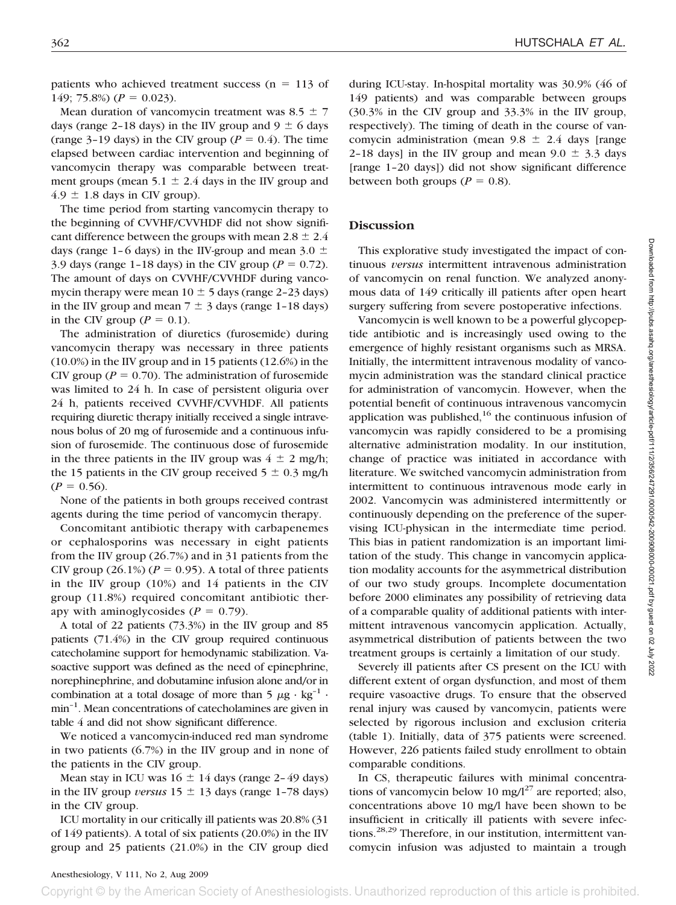patients who achieved treatment success (n = 113 of 149; 75.8%) ($P = 0.023$).

Mean duration of vancomycin treatment was 8.5 ± 7 days (range 2–18 days) in the IIV group and 9 ± 6 days (range 3–19 days) in the CIV group ($P = 0.4$). The time elapsed between cardiac intervention and beginning of vancomycin therapy was comparable between treatment groups (mean 5.1 ± 2.4 days in the IIV group and 4.9 ± 1.8 days in CIV group).

The time period from starting vancomycin therapy to the beginning of CVVHF/CVVHDF did not show significant difference between the groups with mean 2.8 ± 2.4 days (range 1–6 days) in the IIV-group and mean 3.0 ± 3.9 days (range 1–18 days) in the CIV group ($P = 0.72$). The amount of days on CVVHF/CVVHDF during vancomycin therapy were mean 10 ± 5 days (range 2–23 days) in the IIV group and mean 7 ± 3 days (range 1–18 days) in the CIV group ($P = 0.1$).

The administration of diuretics (furosemide) during vancomycin therapy was necessary in three patients (10.0%) in the IIV group and in 15 patients (12.6%) in the CIV group ($P = 0.70$). The administration of furosemide was limited to 24 h. In case of persistent oliguria over 24 h, patients received CVVHF/CVVHDF. All patients requiring diuretic therapy initially received a single intravenous bolus of 20 mg of furosemide and a continuous infusion of furosemide. The continuous dose of furosemide in the three patients in the IIV group was 4 ± 2 mg/h; the 15 patients in the CIV group received 5 ± 0.3 mg/h ($P = 0.56$).

None of the patients in both groups received contrast agents during the time period of vancomycin therapy.

Concomitant antibiotic therapy with carbapenemes or cephalosporins was necessary in eight patients from the IIV group (26.7%) and in 31 patients from the CIV group (26.1%) ($P = 0.95$). A total of three patients in the IIV group (10%) and 14 patients in the CIV group (11.8%) required concomitant antibiotic therapy with aminoglycosides ($P = 0.79$).

A total of 22 patients (73.3%) in the IIV group and 85 patients (71.4%) in the CIV group required continuous catecholamine support for hemodynamic stabilization. Vasoactive support was defined as the need of epinephrine, norephinephrine, and dobutamine infusion alone and/or in combination at a total dosage of more than 5 $\mu g \cdot kg^{-1} \cdot min^{-1}$. Mean concentrations of catecholamines are given in table 4 and did not show significant difference.

We noticed a vancomycin-induced red man syndrome in two patients (6.7%) in the IIV group and in none of the patients in the CIV group.

Mean stay in ICU was 16 ± 14 days (range 2–49 days) in the IIV group *versus* 15 ± 13 days (range 1–78 days) in the CIV group.

ICU mortality in our critically ill patients was 20.8% (31 of 149 patients). A total of six patients (20.0%) in the IIV group and 25 patients (21.0%) in the CIV group died during ICU-stay. In-hospital mortality was 30.9% (46 of 149 patients) and was comparable between groups (30.3% in the CIV group and 33.3% in the IIV group, respectively). The timing of death in the course of vancomycin administration (mean 9.8 ± 2.4 days [range 2–18 days] in the IIV group and mean 9.0 ± 3.3 days [range 1–20 days]) did not show significant difference between both groups ($P = 0.8$).

## Discussion

This explorative study investigated the impact of continuous *versus* intermittent intravenous administration of vancomycin on renal function. We analyzed anonymous data of 149 critically ill patients after open heart surgery suffering from severe postoperative infections.

Vancomycin is well known to be a powerful glycopeptide antibiotic and is increasingly used owing to the emergence of highly resistant organisms such as MRSA. Initially, the intermittent intravenous modality of vancomycin administration was the standard clinical practice for administration of vancomycin. However, when the potential benefit of continuous intravenous vancomycin application was published,[16] the continuous infusion of vancomycin was rapidly considered to be a promising alternative administration modality. In our institution, change of practice was initiated in accordance with literature. We switched vancomycin administration from intermittent to continuous intravenous mode early in 2002. Vancomycin was administered intermittently or continuously depending on the preference of the supervising ICU-physican in the intermediate time period. This bias in patient randomization is an important limitation of the study. This change in vancomycin application modality accounts for the asymmetrical distribution of our two study groups. Incomplete documentation before 2000 eliminates any possibility of retrieving data of a comparable quality of additional patients with intermittent intravenous vancomycin application. Actually, asymmetrical distribution of patients between the two treatment groups is certainly a limitation of our study.

Severely ill patients after CS present on the ICU with different extent of organ dysfunction, and most of them require vasoactive drugs. To ensure that the observed renal injury was caused by vancomycin, patients were selected by rigorous inclusion and exclusion criteria (table 1). Initially, data of 375 patients were screened. However, 226 patients failed study enrollment to obtain comparable conditions.

In CS, therapeutic failures with minimal concentrations of vancomycin below 10 mg/l[27] are reported; also, concentrations above 10 mg/l have been shown to be insufficient in critically ill patients with severe infections.[28,29] Therefore, in our institution, intermittent vancomycin infusion was adjusted to maintain a trough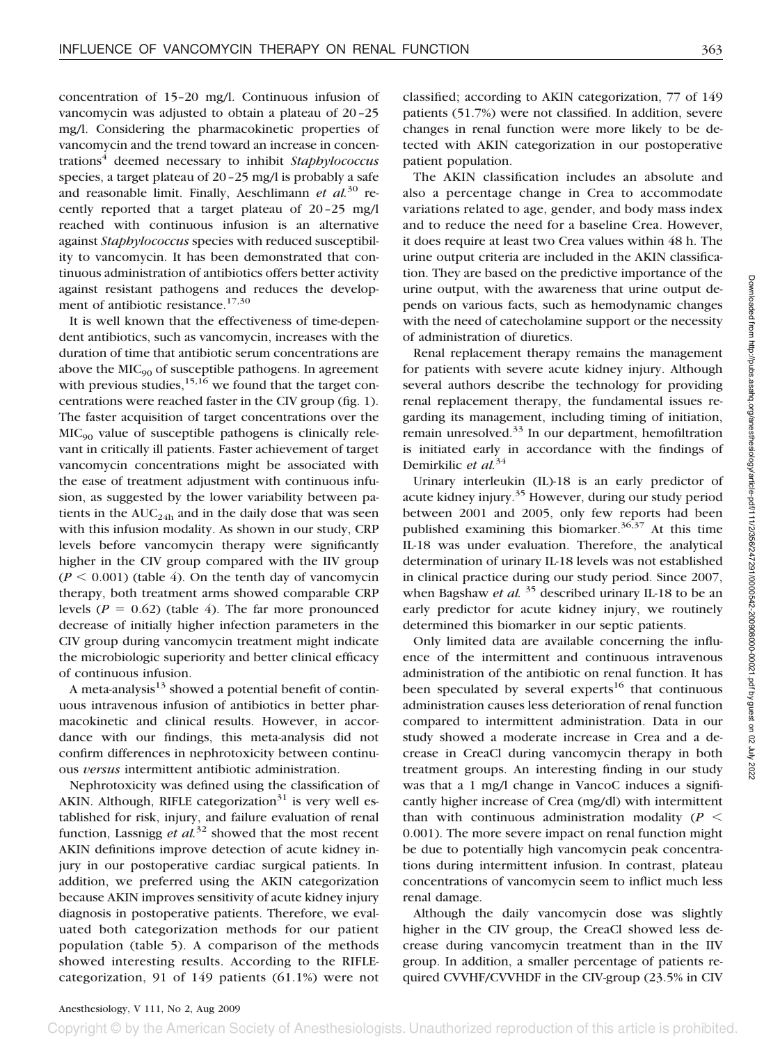concentration of 15–20 mg/l. Continuous infusion of vancomycin was adjusted to obtain a plateau of 20–25 mg/l. Considering the pharmacokinetic properties of vancomycin and the trend toward an increase in concentrations[4] deemed necessary to inhibit *Staphylococcus* species, a target plateau of 20–25 mg/l is probably a safe and reasonable limit. Finally, Aeschlimann *et al.*[30] recently reported that a target plateau of 20–25 mg/l reached with continuous infusion is an alternative against *Staphylococcus* species with reduced susceptibility to vancomycin. It has been demonstrated that continuous administration of antibiotics offers better activity against resistant pathogens and reduces the development of antibiotic resistance.[17,30]

It is well known that the effectiveness of time-dependent antibiotics, such as vancomycin, increases with the duration of time that antibiotic serum concentrations are above the $MIC_{90}$ of susceptible pathogens. In agreement with previous studies,[15,16] we found that the target concentrations were reached faster in the CIV group (fig. 1). The faster acquisition of target concentrations over the $MIC_{90}$ value of susceptible pathogens is clinically relevant in critically ill patients. Faster achievement of target vancomycin concentrations might be associated with the ease of treatment adjustment with continuous infusion, as suggested by the lower variability between patients in the $AUC_{24h}$ and in the daily dose that was seen with this infusion modality. As shown in our study, CRP levels before vancomycin therapy were significantly higher in the CIV group compared with the IIV group ($P < 0.001$) (table 4). On the tenth day of vancomycin therapy, both treatment arms showed comparable CRP levels ($P = 0.62$) (table 4). The far more pronounced decrease of initially higher infection parameters in the CIV group during vancomycin treatment might indicate the microbiologic superiority and better clinical efficacy of continuous infusion.

A meta-analysis[13] showed a potential benefit of continuous intravenous infusion of antibiotics in better pharmacokinetic and clinical results. However, in accordance with our findings, this meta-analysis did not confirm differences in nephrotoxicity between continuous *versus* intermittent antibiotic administration.

Nephrotoxicity was defined using the classification of AKIN. Although, RIFLE categorization[31] is very well established for risk, injury, and failure evaluation of renal function, Lassnigg *et al.*[32] showed that the most recent AKIN definitions improve detection of acute kidney injury in our postoperative cardiac surgical patients. In addition, we preferred using the AKIN categorization because AKIN improves sensitivity of acute kidney injury diagnosis in postoperative patients. Therefore, we evaluated both categorization methods for our patient population (table 5). A comparison of the methods showed interesting results. According to the RIFLE-categorization, 91 of 149 patients (61.1%) were not classified; according to AKIN categorization, 77 of 149 patients (51.7%) were not classified. In addition, severe changes in renal function were more likely to be detected with AKIN categorization in our postoperative patient population.

The AKIN classification includes an absolute and also a percentage change in Crea to accommodate variations related to age, gender, and body mass index and to reduce the need for a baseline Crea. However, it does require at least two Crea values within 48 h. The urine output criteria are included in the AKIN classification. They are based on the predictive importance of the urine output, with the awareness that urine output depends on various facts, such as hemodynamic changes with the need of catecholamine support or the necessity of administration of diuretics.

Renal replacement therapy remains the management for patients with severe acute kidney injury. Although several authors describe the technology for providing renal replacement therapy, the fundamental issues regarding its management, including timing of initiation, remain unresolved.[33] In our department, hemofiltration is initiated early in accordance with the findings of Demirkilic *et al.*[34]

Urinary interleukin (IL)-18 is an early predictor of acute kidney injury.[35] However, during our study period between 2001 and 2005, only few reports had been published examining this biomarker.[36,37] At this time IL-18 was under evaluation. Therefore, the analytical determination of urinary IL-18 levels was not established in clinical practice during our study period. Since 2007, when Bagshaw *et al.*[35] described urinary IL-18 to be an early predictor for acute kidney injury, we routinely determined this biomarker in our septic patients.

Only limited data are available concerning the influence of the intermittent and continuous intravenous administration of the antibiotic on renal function. It has been speculated by several experts[16] that continuous administration causes less deterioration of renal function compared to intermittent administration. Data in our study showed a moderate increase in Crea and a decrease in CreaCl during vancomycin therapy in both treatment groups. An interesting finding in our study was that a 1 mg/l change in VancoC induces a significantly higher increase of Crea (mg/dl) with intermittent than with continuous administration modality ($P < 0.001$). The more severe impact on renal function might be due to potentially high vancomycin peak concentrations during intermittent infusion. In contrast, plateau concentrations of vancomycin seem to inflict much less renal damage.

Although the daily vancomycin dose was slightly higher in the CIV group, the CreaCl showed less decrease during vancomycin treatment than in the IIV group. In addition, a smaller percentage of patients required CVVHF/CVVHDF in the CIV-group (23.5% in CIV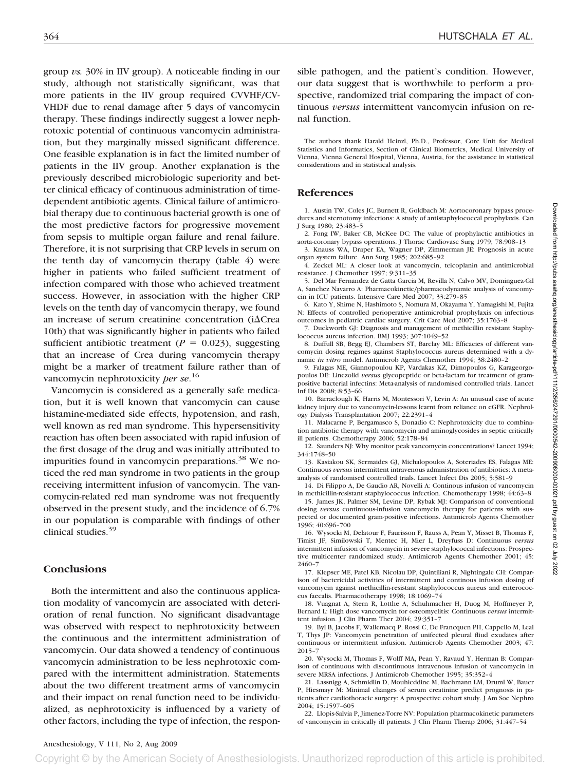group *vs.* 30% in IIV group). A noticeable finding in our study, although not statistically significant, was that more patients in the IIV group required CVVHF/CVVHDF due to renal damage after 5 days of vancomycin therapy. These findings indirectly suggest a lower nephrotoxic potential of continuous vancomycin administration, but they marginally missed significant difference. One feasible explanation is in fact the limited number of patients in the IIV group. Another explanation is the previously described microbiologic superiority and better clinical efficacy of continuous administration of time-dependent antibiotic agents. Clinical failure of antimicrobial therapy due to continuous bacterial growth is one of the most predictive factors for progressive movement from sepsis to multiple organ failure and renal failure. Therefore, it is not surprising that CRP levels in serum on the tenth day of vancomycin therapy (table 4) were higher in patients who failed sufficient treatment of infection compared with those who achieved treatment success. However, in association with the higher CRP levels on the tenth day of vancomycin therapy, we found an increase of serum creatinine concentration (iΔCrea 10th) that was significantly higher in patients who failed sufficient antibiotic treatment ($P = 0.023$), suggesting that an increase of Crea during vancomycin therapy might be a marker of treatment failure rather than of vancomycin nephrotoxicity *per se*.[16]

Vancomycin is considered as a generally safe medication, but it is well known that vancomycin can cause histamine-mediated side effects, hypotension, and rash, well known as red man syndrome. This hypersensitivity reaction has often been associated with rapid infusion of the first dosage of the drug and was initially attributed to impurities found in vancomycin preparations.[38] We noticed the red man syndrome in two patients in the group receiving intermittent infusion of vancomycin. The vancomycin-related red man syndrome was not frequently observed in the present study, and the incidence of 6.7% in our population is comparable with findings of other clinical studies.[39]

## Conclusions

Both the intermittent and also the continuous application modality of vancomycin are associated with deterioration of renal function. No significant disadvantage was observed with respect to nephrotoxicity between the continuous and the intermittent administration of vancomycin. Our data showed a tendency of continuous vancomycin administration to be less nephrotoxic compared with the intermittent administration. Statements about the two different treatment arms of vancomycin and their impact on renal function need to be individualized, as nephrotoxicity is influenced by a variety of other factors, including the type of infection, the responsible pathogen, and the patient's condition. However, our data suggest that is worthwhile to perform a prospective, randomized trial comparing the impact of continuous *versus* intermittent vancomycin infusion on renal function.

The authors thank Harald Heinzl, Ph.D., Professor, Core Unit for Medical Statistics and Informatics, Section of Clinical Biometrics, Medical University of Vienna, Vienna General Hospital, Vienna, Austria, for the assistance in statistical considerations and in statistical analysis.

## References

1. Austin TW, Coles JC, Burnett R, Goldbach M: Aortocoronary bypass procedures and sternotomy infections: A study of antistaphylococcal prophylaxis. Can J Surg 1980; 23:483–5
2. Fong IW, Baker CB, McKee DC: The value of prophylactic antibiotics in aorta-coronary bypass operations. J Thorac Cardiovasc Surg 1979; 78:908–13
3. Knauss WA, Draper EA, Wagner DP, Zimmerman JE: Prognosis in acute organ system failure. Ann Surg 1985; 202:685–92
4. Zeckel ML: A closer look at vancomycin, teicoplanin and antimicrobial resistance. J Chemother 1997; 9:311–35
5. Del Mar Fernandez de Gatta Garcia M, Revilla N, Calvo MV, Dominguez-Gil A, Sanchez Navarro A: Pharmacokinetic/pharmacodynamic analysis of vancomycin in ICU patients. Intensive Care Med 2007; 33:279–85
6. Kato Y, Shime N, Hashimoto S, Nomura M, Okayama Y, Yamagishi M, Fujita N: Effects of controlled perioperative antimicrobial prophylaxis on infectious outcomes in pediatric cardiac surgery. Crit Care Med 2007; 35:1763–8
7. Duckworth GJ: Diagnosis and management of methicillin resistant Staphylococcus aureus infection. BMJ 1993; 307:1049–52
8. Duffull SB, Begg EJ, Chambers ST, Barclay ML: Efficacies of different vancomycin dosing regimes against Staphylococcus aureus determined with a dynamic *in vitro* model. Antimicrob Agents Chemother 1994; 38:2480–2
9. Falagas ME, Giannopoulou KP, Vardakas KZ, Dimopoulos G, Karageorgopoulos DE: Linezolid *versus* glycopeptide or beta-lactam for treatment of gram-positive bacterial infectins: Meta-analysis of randomised controlled trials. Lancet Inf Dis 2008; 8:53–66
10. Barraclough K, Harris M, Montessori V, Levin A: An unusual case of acute kidney injury due to vancomycin-lessons learnt from reliance on eGFR. Nephrology Dialysis Transplantation 2007; 22:2391–4
11. Malacarne P, Bergamasco S, Donadio C: Nephrotoxicity due to combination antibiotic therapy with vancomycin and aminoglycosides in septic critically ill patients. Chemotherapy 2006; 52:178–84
12. Saunders NJ: Why monitor peak vancomycin concentrations? Lancet 1994; 344:1748–50
13. Kasiakou SK, Sermaides GJ, Michalopoulos A, Soteriades ES, Falagas ME: Continuous *versus* intermittent intravenous administration of antibiotics: A meta-analysis of randomised controlled trials. Lancet Infect Dis 2005; 5:581–9
14. Di Filippo A, De Gaudio AR, Novelli A: Continous infusion of vancomycin in methicillin-resistant staphylococcus infection. Chemotherapy 1998; 44:63–8
15. James JK, Palmer SM, Levine DP, Rybak MJ: Comparison of conventional dosing *versus* continuous-infusion vancomycin therapy for patients with suspected or documented gram-positive infections. Antimicrob Agents Chemother 1996; 40:696–700
16. Wysocki M, Delatour F, Faurisson F, Rauss A, Pean Y, Misset B, Thomas F, Timist JF, Similowski T, Mentec H, Mier L, Dreyfuss D: Continuous *versus* intermittent infusion of vancomycin in severe staphylococcal infections: Prospective multicenter randomized study. Antimicrob Agents Chemother 2001; 45: 2460–7
17. Klepser ME, Patel KB, Nicolau DP, Quintiliani R, Nightingale CH: Comparison of bactericidal activities of intermittent and continous infusion dosing of vancomycin against methicillin-resistant staphylococcus aureus and enterococcus faecalis. Pharmacotherapy 1998; 18:1069–74
18. Vuagnat A, Stern R, Lotthe A, Schuhmacher H, Duog M, Hoffmeyer P, Bernard L: High dose vancomycin for osteomyelitis: Continuous *versus* intermittent infusion. J Clin Pharm Ther 2004; 29:351–7
19. Byl B, Jacobs F, Wallemacq P, Rossi C, De Francquen PH, Cappello M, Leal T, Thys JP: Vancomycin penetration of unifected pleural fliud exudates after continuous or intermittent infusion. Antimicrob Agents Chemother 2003; 47: 2015–7
20. Wysocki M, Thomas F, Wolff MA, Pean Y, Ravaud Y, Herman B: Comparison of continuous with discontinuous intravenous infusion of vancomycin in severe MRSA infections. J Antimicrob Chemother 1995; 35:352–4
21. Lassnigg A, Schmidlin D, Mouhieddine M, Bachmann LM, Druml W, Bauer P, Hiesmayr M: Minimal changes of serum creatinine predict prognosis in patients after cardiothoracic surgery: A prospective cohort study. J Am Soc Nephro 2004; 15:1597–605
22. Llopis-Salvia P, Jimenez-Torre NV: Population pharmacokinetic parameters of vancomycin in critically ill patients. J Clin Pharm Therap 2006; 31:447–54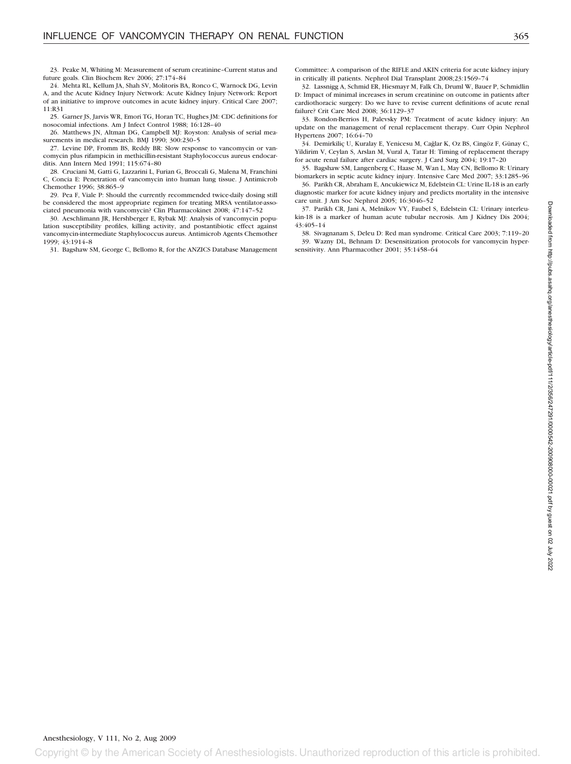23. Peake M, Whiting M: Measurement of serum creatinine–Current status and future goals. Clin Biochem Rev 2006; 27:174–84

24. Mehta RL, Kellum JA, Shah SV, Molitoris BA, Ronco C, Warnock DG, Levin A, and the Acute Kidney Injury Network: Acute Kidney Injury Network: Report of an initiative to improve outcomes in acute kidney injury. Critical Care 2007; 11:R31

25. Garner JS, Jarvis WR, Emori TG, Horan TC, Hughes JM: CDC definitions for nosocomial infections. Am J Infect Control 1988; 16:128–40

26. Matthews JN, Altman DG, Campbell MJ: Royston: Analysis of serial measurements in medical research. BMJ 1990; 300:230–5

27. Levine DP, Fromm BS, Reddy BR: Slow response to vancomycin or vancomycin plus rifampicin in methicillin-resistant Staphylococcus aureus endocarditis. Ann Intern Med 1991; 115:674–80

28. Cruciani M, Gatti G, Lazzarini L, Furian G, Broccali G, Malena M, Franchini C, Concia E: Penetration of vancomycin into human lung tissue. J Antimicrob Chemother 1996; 38:865–9

29. Pea F, Viale P: Should the currently recommended twice-daily dosing still be considered the most appropriate regimen for treating MRSA ventilator-associated pneumonia with vancomycin? Clin Pharmacokinet 2008; 47:147–52

30. Aeschlimann JR, Hershberger E, Rybak MJ: Analysis of vancomycin population susceptibility profiles, killing activity, and postantibiotic effect against vancomycin-intermediate Staphylococcus aureus. Antimicrob Agents Chemother 1999; 43:1914–8

31. Bagshaw SM, George C, Bellomo R, for the ANZICS Database Management Committee: A comparison of the RIFLE and AKIN criteria for acute kidney injury in critically ill patients. Nephrol Dial Transplant 2008;23:1569–74

32. Lassnigg A, Schmid ER, Hiesmayr M, Falk Ch, Druml W, Bauer P, Schmidlin D: Impact of minimal increases in serum creatinine on outcome in patients after cardiothoracic surgery: Do we have to revise current definitions of acute renal failure? Crit Care Med 2008; 36:1129–37

33. Rondon-Berrios H, Palevsky PM: Treatment of acute kidney injury: An update on the management of renal replacement therapy. Curr Opin Nephrol Hypertens 2007; 16:64–70

34. Demirkiliç U, Kuralay E, Yenicesu M, Cağlar K, Oz BS, Cingöz F, Günay C, Yildirim V, Ceylan S, Arslan M, Vural A, Tatar H: Timing of replacement therapy for acute renal failure after cardiac surgery. J Card Surg 2004; 19:17–20

35. Bagshaw SM, Langenberg C, Haase M, Wan L, May CN, Bellomo R: Urinary biomarkers in septic acute kidney injury. Intensive Care Med 2007; 33:1285–96

36. Parikh CR, Abraham E, Ancukiewicz M, Edelstein CL: Urine IL-18 is an early diagnostic marker for acute kidney injury and predicts mortality in the intensive care unit. J Am Soc Nephrol 2005; 16:3046–52

37. Parikh CR, Jani A, Melnikov VY, Faubel S, Edelstein CL: Urinary interleukin-18 is a marker of human acute tubular necrosis. Am J Kidney Dis 2004; 43:405–14

38. Sivagnanam S, Deleu D: Red man syndrome. Critical Care 2003; 7:119–20

39. Wazny DL, Behnam D: Desensitization protocols for vancomycin hypersensitivity. Ann Pharmacother 2001; 35:1458–64